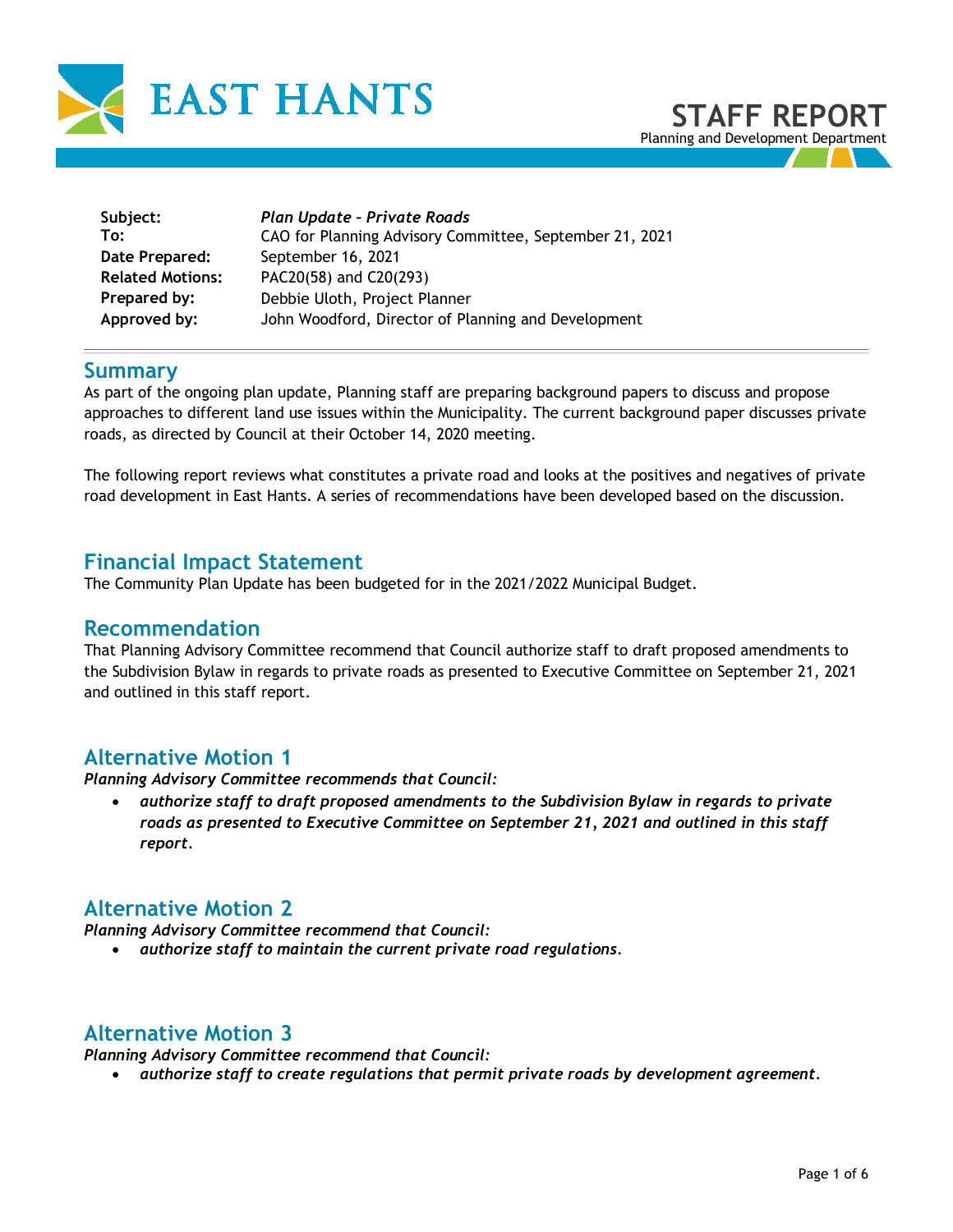# EAST HANTS

**STAFF REPORT**
Planning and Development Department

| | |
|---|---|
| **Subject:** | ***Plan Update – Private Roads*** |
| **To:** | CAO for Planning Advisory Committee, September 21, 2021 |
| **Date Prepared:** | September 16, 2021 |
| **Related Motions:** | PAC20(58) and C20(293) |
| **Prepared by:** | Debbie Uloth, Project Planner |
| **Approved by:** | John Woodford, Director of Planning and Development |

## Summary

As part of the ongoing plan update, Planning staff are preparing background papers to discuss and propose approaches to different land use issues within the Municipality. The current background paper discusses private roads, as directed by Council at their October 14, 2020 meeting.

The following report reviews what constitutes a private road and looks at the positives and negatives of private road development in East Hants. A series of recommendations have been developed based on the discussion.

## Financial Impact Statement

The Community Plan Update has been budgeted for in the 2021/2022 Municipal Budget.

## Recommendation

That Planning Advisory Committee recommend that Council authorize staff to draft proposed amendments to the Subdivision Bylaw in regards to private roads as presented to Executive Committee on September 21, 2021 and outlined in this staff report.

## Alternative Motion 1

***Planning Advisory Committee recommends that Council:***

- ***authorize staff to draft proposed amendments to the Subdivision Bylaw in regards to private roads as presented to Executive Committee on September 21, 2021 and outlined in this staff report.***

## Alternative Motion 2

***Planning Advisory Committee recommend that Council:***

- ***authorize staff to maintain the current private road regulations.***

## Alternative Motion 3

***Planning Advisory Committee recommend that Council:***

- ***authorize staff to create regulations that permit private roads by development agreement.***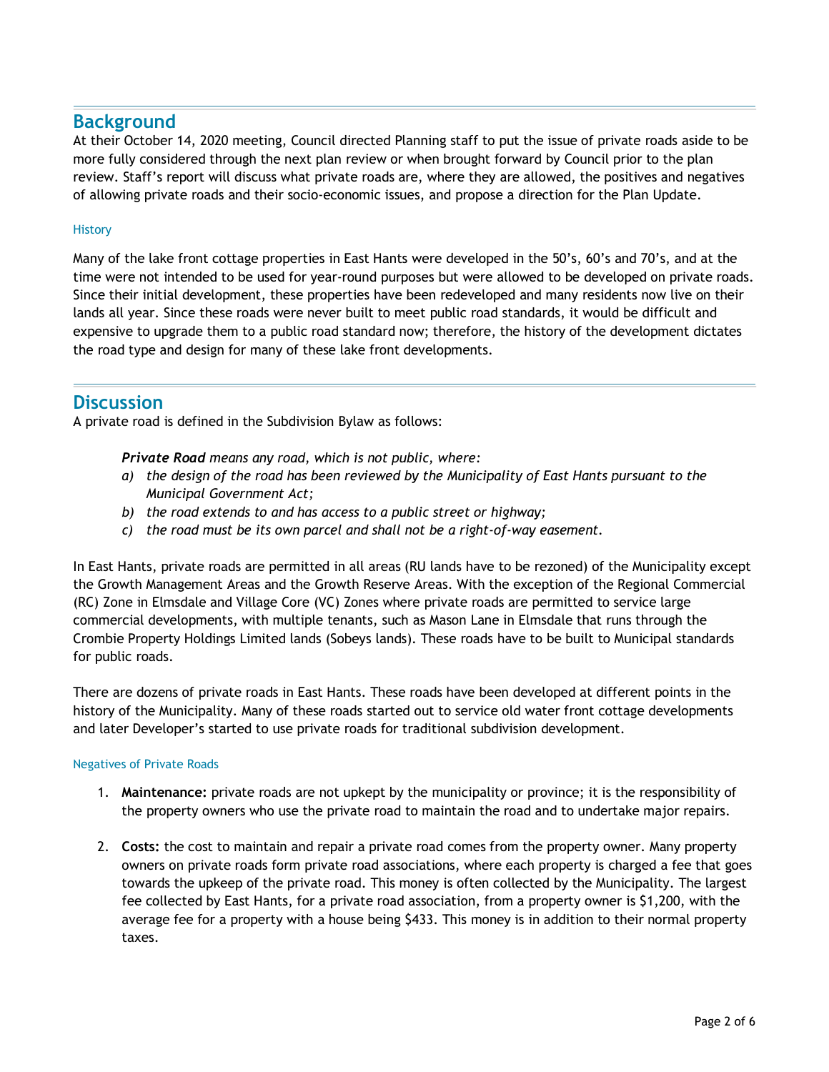## Background

At their October 14, 2020 meeting, Council directed Planning staff to put the issue of private roads aside to be more fully considered through the next plan review or when brought forward by Council prior to the plan review. Staff's report will discuss what private roads are, where they are allowed, the positives and negatives of allowing private roads and their socio-economic issues, and propose a direction for the Plan Update.

### History

Many of the lake front cottage properties in East Hants were developed in the 50's, 60's and 70's, and at the time were not intended to be used for year-round purposes but were allowed to be developed on private roads. Since their initial development, these properties have been redeveloped and many residents now live on their lands all year. Since these roads were never built to meet public road standards, it would be difficult and expensive to upgrade them to a public road standard now; therefore, the history of the development dictates the road type and design for many of these lake front developments.

## Discussion

A private road is defined in the Subdivision Bylaw as follows:

> ***Private Road*** *means any road, which is not public, where:*
>
> *a) the design of the road has been reviewed by the Municipality of East Hants pursuant to the Municipal Government Act;*
>
> *b) the road extends to and has access to a public street or highway;*
>
> *c) the road must be its own parcel and shall not be a right-of-way easement.*

In East Hants, private roads are permitted in all areas (RU lands have to be rezoned) of the Municipality except the Growth Management Areas and the Growth Reserve Areas. With the exception of the Regional Commercial (RC) Zone in Elmsdale and Village Core (VC) Zones where private roads are permitted to service large commercial developments, with multiple tenants, such as Mason Lane in Elmsdale that runs through the Crombie Property Holdings Limited lands (Sobeys lands). These roads have to be built to Municipal standards for public roads.

There are dozens of private roads in East Hants. These roads have been developed at different points in the history of the Municipality. Many of these roads started out to service old water front cottage developments and later Developer's started to use private roads for traditional subdivision development.

### Negatives of Private Roads

1. **Maintenance:** private roads are not upkept by the municipality or province; it is the responsibility of the property owners who use the private road to maintain the road and to undertake major repairs.

2. **Costs:** the cost to maintain and repair a private road comes from the property owner. Many property owners on private roads form private road associations, where each property is charged a fee that goes towards the upkeep of the private road. This money is often collected by the Municipality. The largest fee collected by East Hants, for a private road association, from a property owner is $1,200, with the average fee for a property with a house being $433. This money is in addition to their normal property taxes.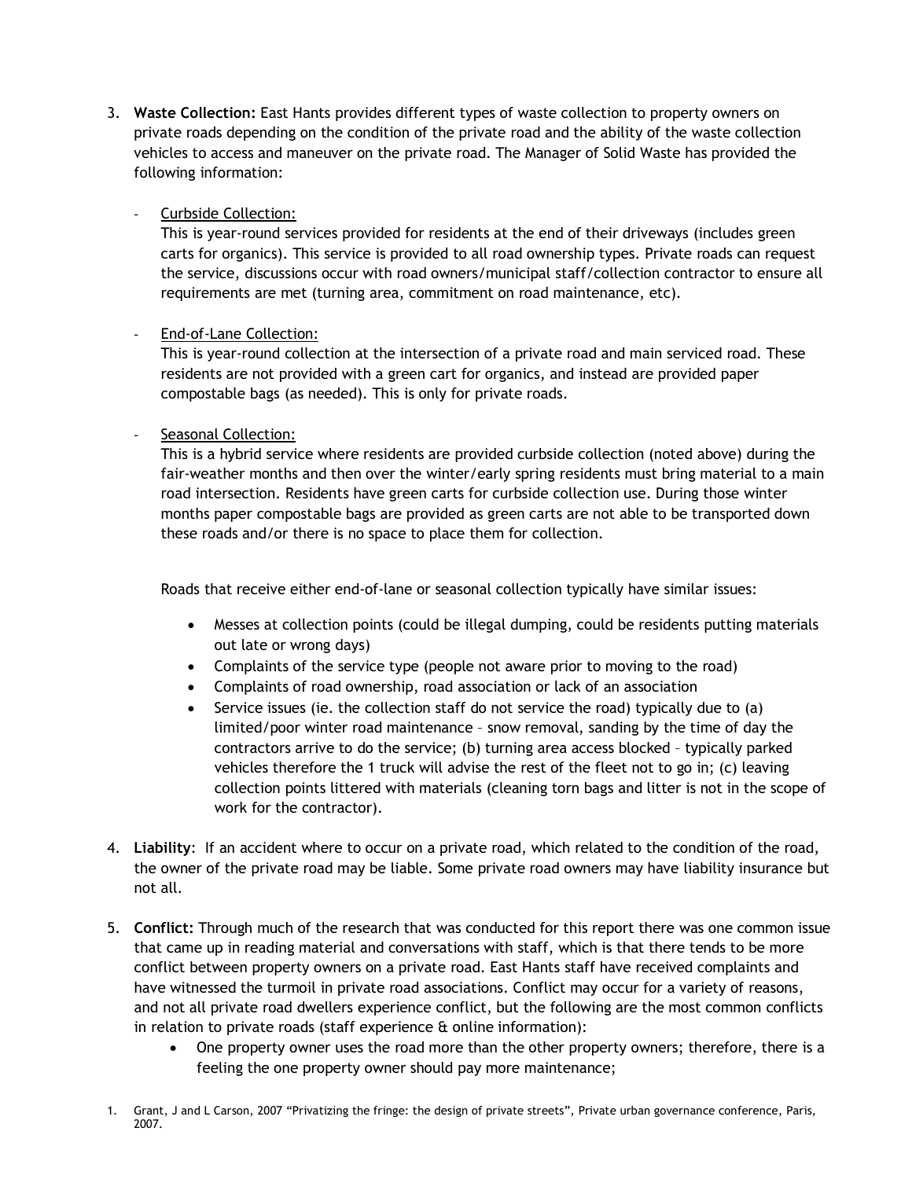3. **Waste Collection:** East Hants provides different types of waste collection to property owners on private roads depending on the condition of the private road and the ability of the waste collection vehicles to access and maneuver on the private road. The Manager of Solid Waste has provided the following information:

   - Curbside Collection:
     This is year-round services provided for residents at the end of their driveways (includes green carts for organics). This service is provided to all road ownership types. Private roads can request the service, discussions occur with road owners/municipal staff/collection contractor to ensure all requirements are met (turning area, commitment on road maintenance, etc).

   - End-of-Lane Collection:
     This is year-round collection at the intersection of a private road and main serviced road. These residents are not provided with a green cart for organics, and instead are provided paper compostable bags (as needed). This is only for private roads.

   - Seasonal Collection:
     This is a hybrid service where residents are provided curbside collection (noted above) during the fair-weather months and then over the winter/early spring residents must bring material to a main road intersection. Residents have green carts for curbside collection use. During those winter months paper compostable bags are provided as green carts are not able to be transported down these roads and/or there is no space to place them for collection.

   Roads that receive either end-of-lane or seasonal collection typically have similar issues:

   - Messes at collection points (could be illegal dumping, could be residents putting materials out late or wrong days)
   - Complaints of the service type (people not aware prior to moving to the road)
   - Complaints of road ownership, road association or lack of an association
   - Service issues (ie. the collection staff do not service the road) typically due to (a) limited/poor winter road maintenance – snow removal, sanding by the time of day the contractors arrive to do the service; (b) turning area access blocked – typically parked vehicles therefore the 1 truck will advise the rest of the fleet not to go in; (c) leaving collection points littered with materials (cleaning torn bags and litter is not in the scope of work for the contractor).

4. **Liability**: If an accident where to occur on a private road, which related to the condition of the road, the owner of the private road may be liable. Some private road owners may have liability insurance but not all.

5. **Conflict:** Through much of the research that was conducted for this report there was one common issue that came up in reading material and conversations with staff, which is that there tends to be more conflict between property owners on a private road. East Hants staff have received complaints and have witnessed the turmoil in private road associations. Conflict may occur for a variety of reasons, and not all private road dwellers experience conflict, but the following are the most common conflicts in relation to private roads (staff experience & online information):
   - One property owner uses the road more than the other property owners; therefore, there is a feeling the one property owner should pay more maintenance;

1. Grant, J and L Carson, 2007 "Privatizing the fringe: the design of private streets", Private urban governance conference, Paris, 2007.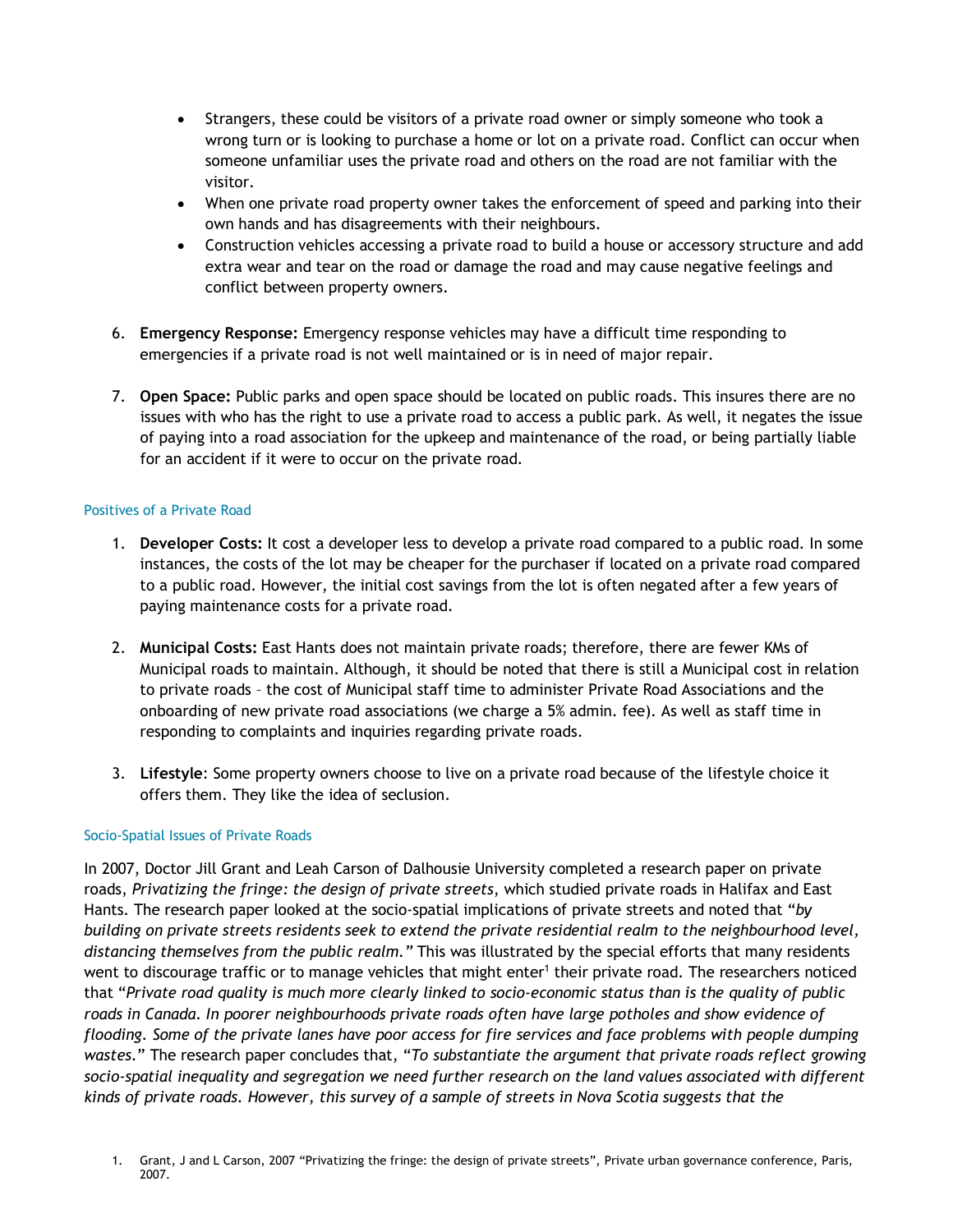- Strangers, these could be visitors of a private road owner or simply someone who took a wrong turn or is looking to purchase a home or lot on a private road. Conflict can occur when someone unfamiliar uses the private road and others on the road are not familiar with the visitor.
- When one private road property owner takes the enforcement of speed and parking into their own hands and has disagreements with their neighbours.
- Construction vehicles accessing a private road to build a house or accessory structure and add extra wear and tear on the road or damage the road and may cause negative feelings and conflict between property owners.

6. **Emergency Response:** Emergency response vehicles may have a difficult time responding to emergencies if a private road is not well maintained or is in need of major repair.

7. **Open Space:** Public parks and open space should be located on public roads. This insures there are no issues with who has the right to use a private road to access a public park. As well, it negates the issue of paying into a road association for the upkeep and maintenance of the road, or being partially liable for an accident if it were to occur on the private road.

### Positives of a Private Road

1. **Developer Costs:** It cost a developer less to develop a private road compared to a public road. In some instances, the costs of the lot may be cheaper for the purchaser if located on a private road compared to a public road. However, the initial cost savings from the lot is often negated after a few years of paying maintenance costs for a private road.

2. **Municipal Costs:** East Hants does not maintain private roads; therefore, there are fewer KMs of Municipal roads to maintain. Although, it should be noted that there is still a Municipal cost in relation to private roads – the cost of Municipal staff time to administer Private Road Associations and the onboarding of new private road associations (we charge a 5% admin. fee). As well as staff time in responding to complaints and inquiries regarding private roads.

3. **Lifestyle**: Some property owners choose to live on a private road because of the lifestyle choice it offers them. They like the idea of seclusion.

### Socio-Spatial Issues of Private Roads

In 2007, Doctor Jill Grant and Leah Carson of Dalhousie University completed a research paper on private roads, *Privatizing the fringe: the design of private streets*, which studied private roads in Halifax and East Hants. The research paper looked at the socio-spatial implications of private streets and noted that "*by building on private streets residents seek to extend the private residential realm to the neighbourhood level, distancing themselves from the public realm.*" This was illustrated by the special efforts that many residents went to discourage traffic or to manage vehicles that might enter[1] their private road. The researchers noticed that "*Private road quality is much more clearly linked to socio-economic status than is the quality of public roads in Canada. In poorer neighbourhoods private roads often have large potholes and show evidence of flooding. Some of the private lanes have poor access for fire services and face problems with people dumping wastes.*" The research paper concludes that, "*To substantiate the argument that private roads reflect growing socio-spatial inequality and segregation we need further research on the land values associated with different kinds of private roads. However, this survey of a sample of streets in Nova Scotia suggests that the*

1. Grant, J and L Carson, 2007 "Privatizing the fringe: the design of private streets", Private urban governance conference, Paris, 2007.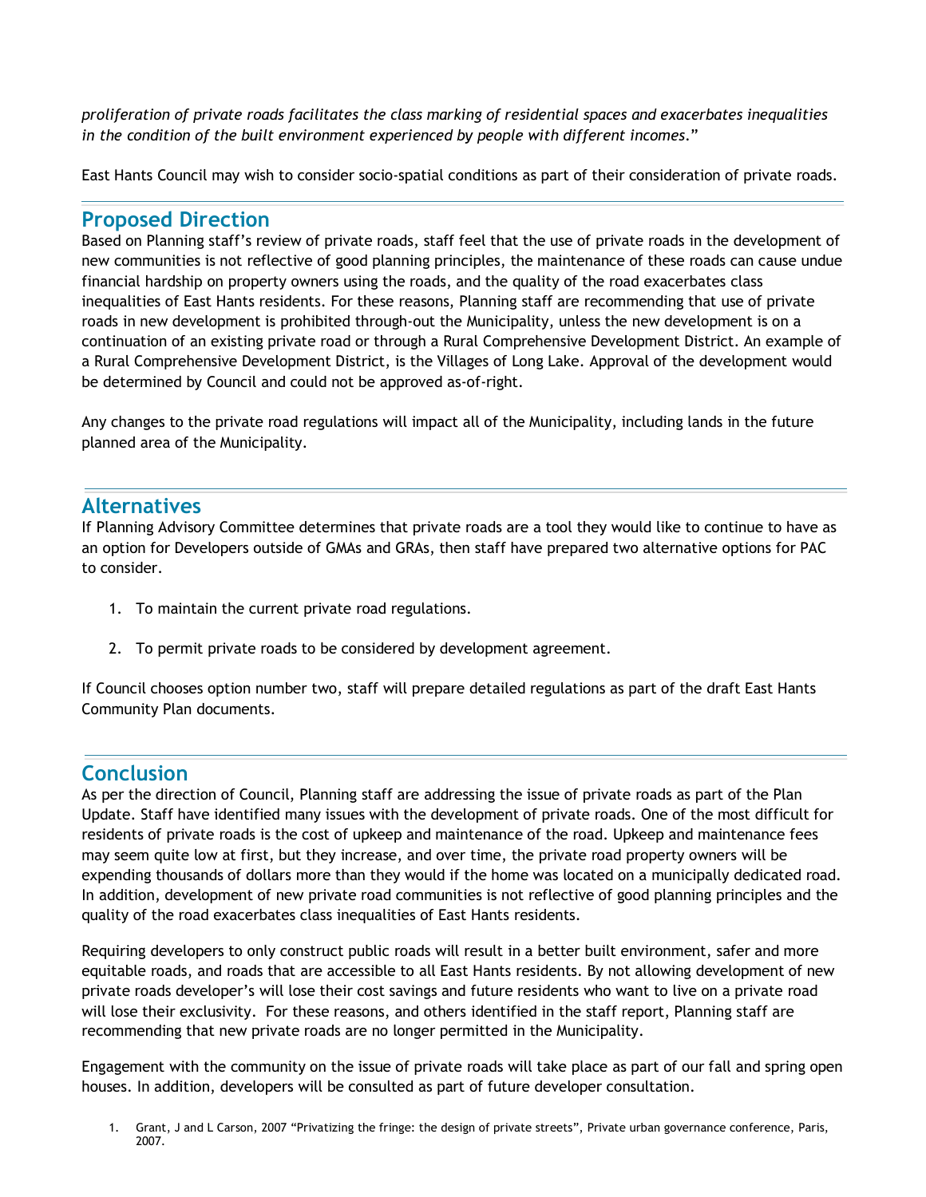*proliferation of private roads facilitates the class marking of residential spaces and exacerbates inequalities in the condition of the built environment experienced by people with different incomes*."

East Hants Council may wish to consider socio-spatial conditions as part of their consideration of private roads.

## Proposed Direction

Based on Planning staff's review of private roads, staff feel that the use of private roads in the development of new communities is not reflective of good planning principles, the maintenance of these roads can cause undue financial hardship on property owners using the roads, and the quality of the road exacerbates class inequalities of East Hants residents. For these reasons, Planning staff are recommending that use of private roads in new development is prohibited through-out the Municipality, unless the new development is on a continuation of an existing private road or through a Rural Comprehensive Development District. An example of a Rural Comprehensive Development District, is the Villages of Long Lake. Approval of the development would be determined by Council and could not be approved as-of-right.

Any changes to the private road regulations will impact all of the Municipality, including lands in the future planned area of the Municipality.

## Alternatives

If Planning Advisory Committee determines that private roads are a tool they would like to continue to have as an option for Developers outside of GMAs and GRAs, then staff have prepared two alternative options for PAC to consider.

1. To maintain the current private road regulations.
2. To permit private roads to be considered by development agreement.

If Council chooses option number two, staff will prepare detailed regulations as part of the draft East Hants Community Plan documents.

## Conclusion

As per the direction of Council, Planning staff are addressing the issue of private roads as part of the Plan Update. Staff have identified many issues with the development of private roads. One of the most difficult for residents of private roads is the cost of upkeep and maintenance of the road. Upkeep and maintenance fees may seem quite low at first, but they increase, and over time, the private road property owners will be expending thousands of dollars more than they would if the home was located on a municipally dedicated road. In addition, development of new private road communities is not reflective of good planning principles and the quality of the road exacerbates class inequalities of East Hants residents.

Requiring developers to only construct public roads will result in a better built environment, safer and more equitable roads, and roads that are accessible to all East Hants residents. By not allowing development of new private roads developer's will lose their cost savings and future residents who want to live on a private road will lose their exclusivity. For these reasons, and others identified in the staff report, Planning staff are recommending that new private roads are no longer permitted in the Municipality.

Engagement with the community on the issue of private roads will take place as part of our fall and spring open houses. In addition, developers will be consulted as part of future developer consultation.

1. Grant, J and L Carson, 2007 "Privatizing the fringe: the design of private streets", Private urban governance conference, Paris, 2007.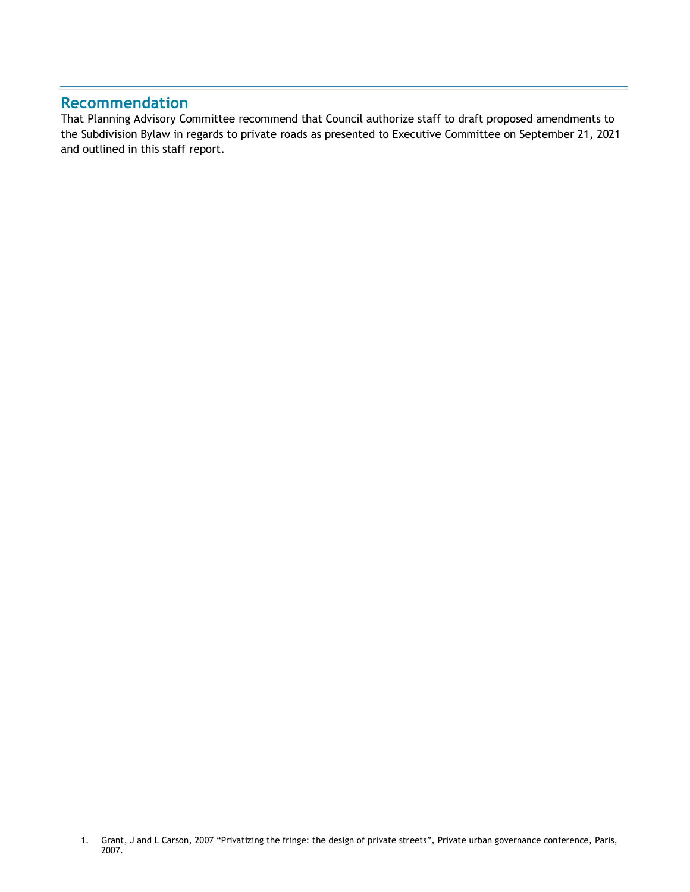## Recommendation

That Planning Advisory Committee recommend that Council authorize staff to draft proposed amendments to the Subdivision Bylaw in regards to private roads as presented to Executive Committee on September 21, 2021 and outlined in this staff report.

1. Grant, J and L Carson, 2007 "Privatizing the fringe: the design of private streets", Private urban governance conference, Paris, 2007.